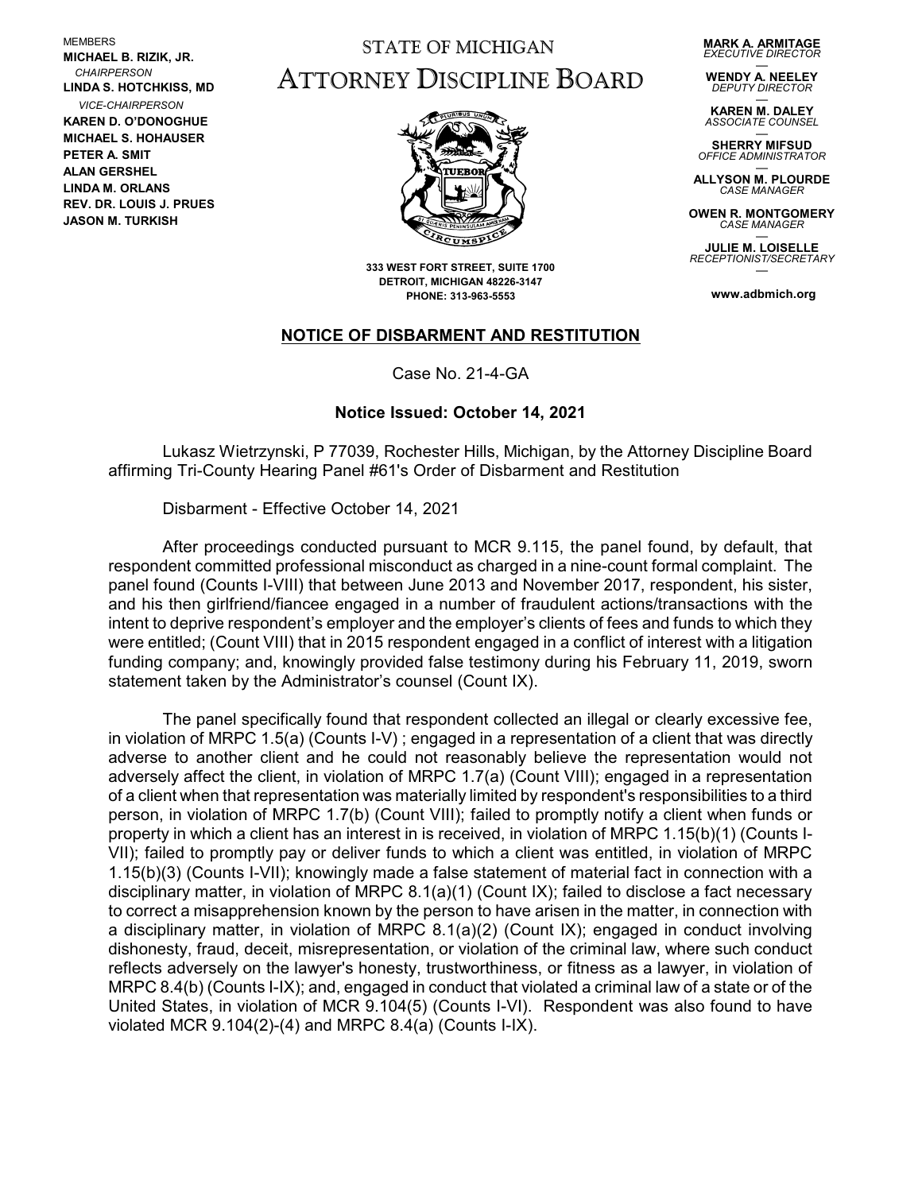MEMBERS
**MICHAEL B. RIZIK, JR.**
*CHAIRPERSON*
**LINDA S. HOTCHKISS, MD**
*VICE-CHAIRPERSON*
**KAREN D. O'DONOGHUE**
**MICHAEL S. HOHAUSER**
**PETER A. SMIT**
**ALAN GERSHEL**
**LINDA M. ORLANS**
**REV. DR. LOUIS J. PRUES**
**JASON M. TURKISH**

# STATE OF MICHIGAN
# ATTORNEY DISCIPLINE BOARD

**333 WEST FORT STREET, SUITE 1700**
**DETROIT, MICHIGAN 48226-3147**
**PHONE: 313-963-5553**

**MARK A. ARMITAGE**
*EXECUTIVE DIRECTOR*

**WENDY A. NEELEY**
*DEPUTY DIRECTOR*

**KAREN M. DALEY**
*ASSOCIATE COUNSEL*

**SHERRY MIFSUD**
*OFFICE ADMINISTRATOR*

**ALLYSON M. PLOURDE**
*CASE MANAGER*

**OWEN R. MONTGOMERY**
*CASE MANAGER*

**JULIE M. LOISELLE**
*RECEPTIONIST/SECRETARY*

**www.adbmich.org**

## NOTICE OF DISBARMENT AND RESTITUTION

Case No. 21-4-GA

**Notice Issued: October 14, 2021**

Lukasz Wietrzynski, P 77039, Rochester Hills, Michigan, by the Attorney Discipline Board affirming Tri-County Hearing Panel #61's Order of Disbarment and Restitution

Disbarment - Effective October 14, 2021

After proceedings conducted pursuant to MCR 9.115, the panel found, by default, that respondent committed professional misconduct as charged in a nine-count formal complaint. The panel found (Counts I-VIII) that between June 2013 and November 2017, respondent, his sister, and his then girlfriend/fiancee engaged in a number of fraudulent actions/transactions with the intent to deprive respondent's employer and the employer's clients of fees and funds to which they were entitled; (Count VIII) that in 2015 respondent engaged in a conflict of interest with a litigation funding company; and, knowingly provided false testimony during his February 11, 2019, sworn statement taken by the Administrator's counsel (Count IX).

The panel specifically found that respondent collected an illegal or clearly excessive fee, in violation of MRPC 1.5(a) (Counts I-V) ; engaged in a representation of a client that was directly adverse to another client and he could not reasonably believe the representation would not adversely affect the client, in violation of MRPC 1.7(a) (Count VIII); engaged in a representation of a client when that representation was materially limited by respondent's responsibilities to a third person, in violation of MRPC 1.7(b) (Count VIII); failed to promptly notify a client when funds or property in which a client has an interest in is received, in violation of MRPC 1.15(b)(1) (Counts I-VII); failed to promptly pay or deliver funds to which a client was entitled, in violation of MRPC 1.15(b)(3) (Counts I-VII); knowingly made a false statement of material fact in connection with a disciplinary matter, in violation of MRPC 8.1(a)(1) (Count IX); failed to disclose a fact necessary to correct a misapprehension known by the person to have arisen in the matter, in connection with a disciplinary matter, in violation of MRPC 8.1(a)(2) (Count IX); engaged in conduct involving dishonesty, fraud, deceit, misrepresentation, or violation of the criminal law, where such conduct reflects adversely on the lawyer's honesty, trustworthiness, or fitness as a lawyer, in violation of MRPC 8.4(b) (Counts I-IX); and, engaged in conduct that violated a criminal law of a state or of the United States, in violation of MCR 9.104(5) (Counts I-VI). Respondent was also found to have violated MCR 9.104(2)-(4) and MRPC 8.4(a) (Counts I-IX).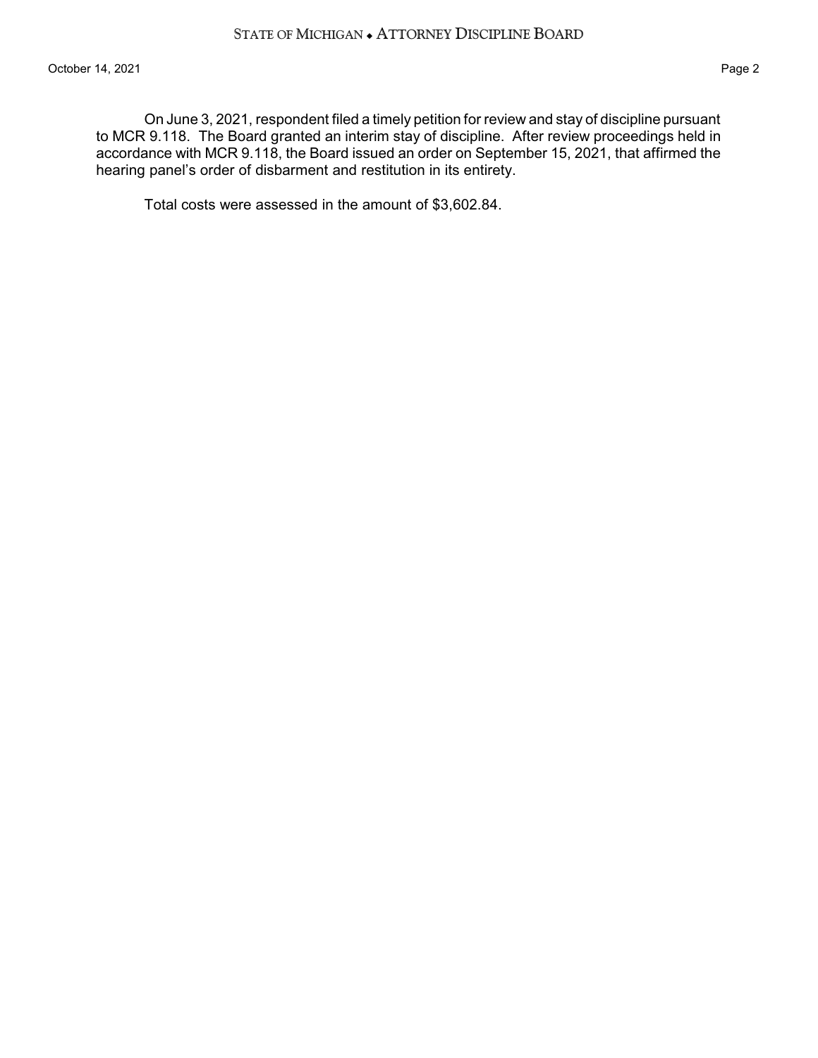On June 3, 2021, respondent filed a timely petition for review and stay of discipline pursuant to MCR 9.118. The Board granted an interim stay of discipline. After review proceedings held in accordance with MCR 9.118, the Board issued an order on September 15, 2021, that affirmed the hearing panel's order of disbarment and restitution in its entirety.

Total costs were assessed in the amount of $3,602.84.